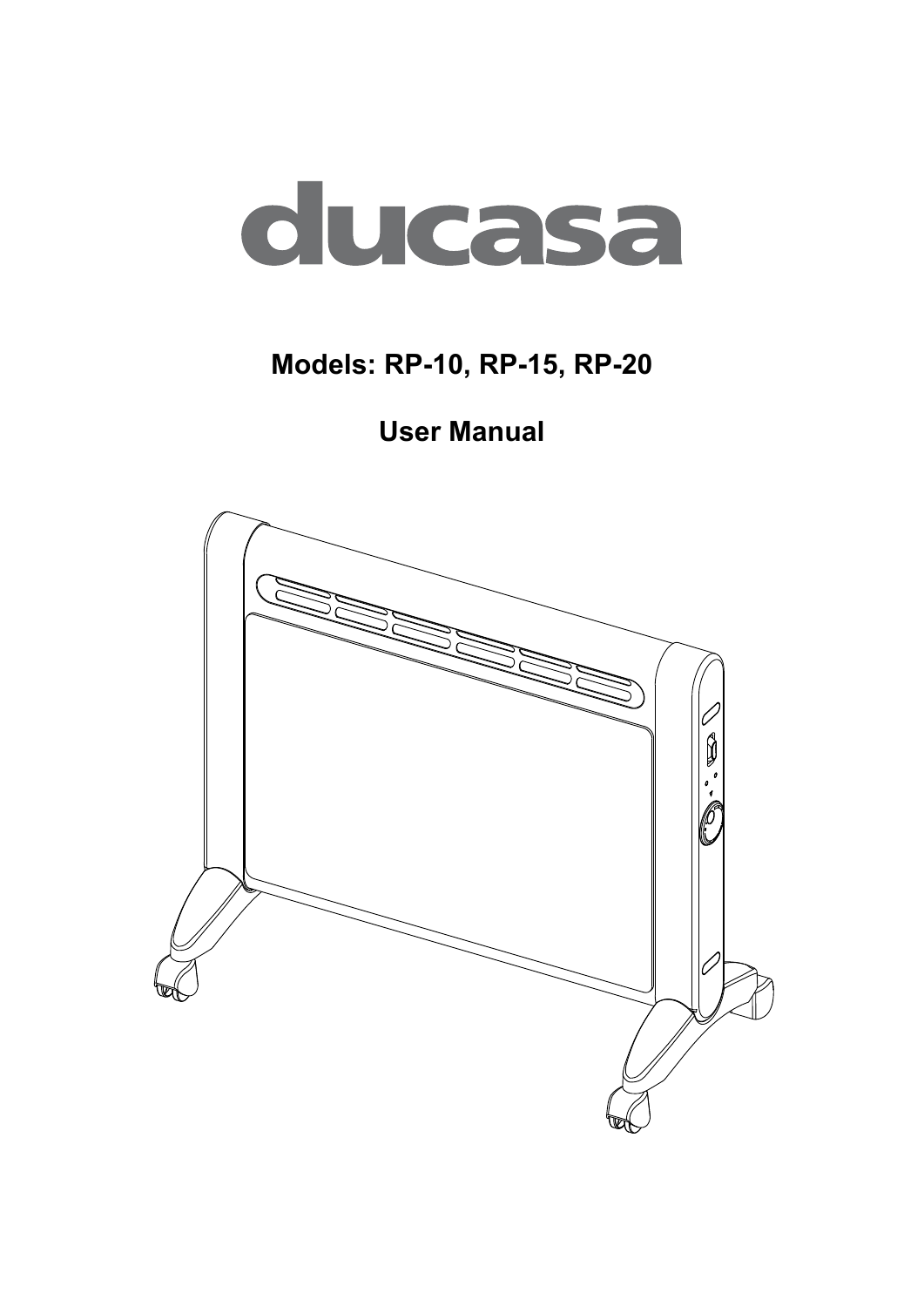# ducasa

## Models: RP-10, RP-15, RP-20

## User Manual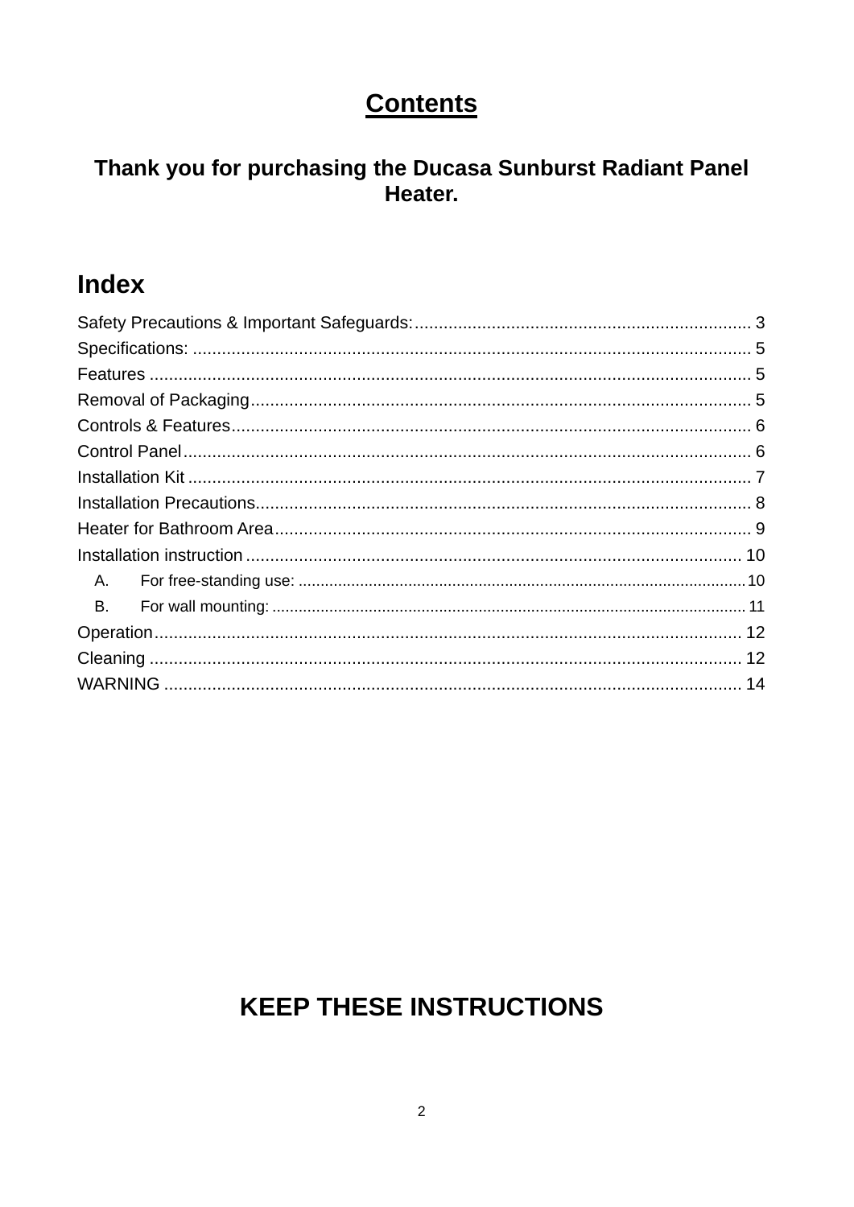# Contents

## Thank you for purchasing the Ducasa Sunburst Radiant Panel Heater.

## Index

Safety Precautions & Important Safeguards:.................................................................... 3
Specifications: .................................................................................................................. 5
Features ........................................................................................................................... 5
Removal of Packaging....................................................................................................... 5
Controls & Features.......................................................................................................... 6
Control Panel..................................................................................................................... 6
Installation Kit ................................................................................................................... 7
Installation Precautions...................................................................................................... 8
Heater for Bathroom Area.................................................................................................. 9
Installation instruction ...................................................................................................... 10
- A. For free-standing use: .................................................................................................. 10
- B. For wall mounting: ....................................................................................................... 11

Operation......................................................................................................................... 12
Cleaning .......................................................................................................................... 12
WARNING ....................................................................................................................... 14

## KEEP THESE INSTRUCTIONS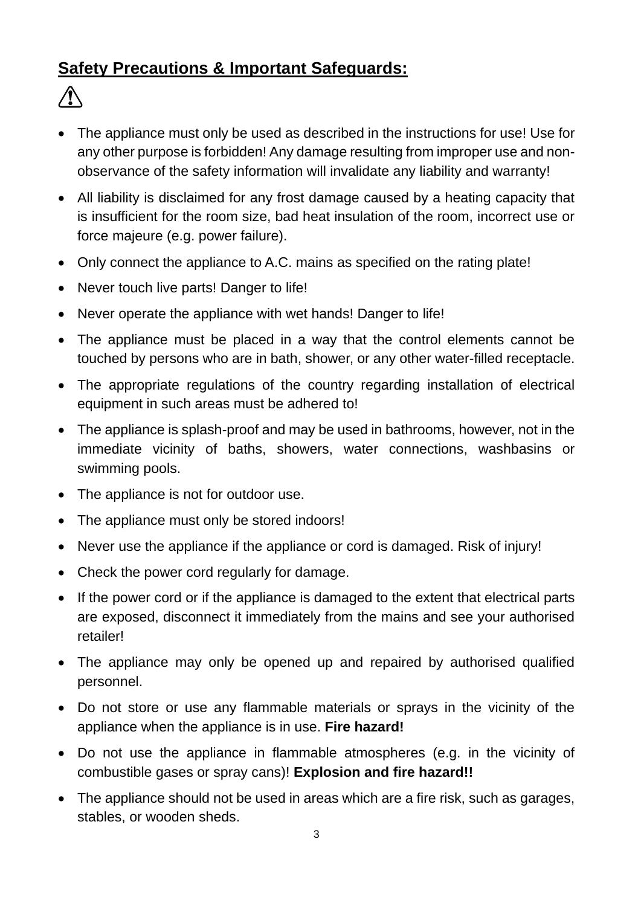## Safety Precautions & Important Safeguards:

⚠

- The appliance must only be used as described in the instructions for use! Use for any other purpose is forbidden! Any damage resulting from improper use and non-observance of the safety information will invalidate any liability and warranty!
- All liability is disclaimed for any frost damage caused by a heating capacity that is insufficient for the room size, bad heat insulation of the room, incorrect use or force majeure (e.g. power failure).
- Only connect the appliance to A.C. mains as specified on the rating plate!
- Never touch live parts! Danger to life!
- Never operate the appliance with wet hands! Danger to life!
- The appliance must be placed in a way that the control elements cannot be touched by persons who are in bath, shower, or any other water-filled receptacle.
- The appropriate regulations of the country regarding installation of electrical equipment in such areas must be adhered to!
- The appliance is splash-proof and may be used in bathrooms, however, not in the immediate vicinity of baths, showers, water connections, washbasins or swimming pools.
- The appliance is not for outdoor use.
- The appliance must only be stored indoors!
- Never use the appliance if the appliance or cord is damaged. Risk of injury!
- Check the power cord regularly for damage.
- If the power cord or if the appliance is damaged to the extent that electrical parts are exposed, disconnect it immediately from the mains and see your authorised retailer!
- The appliance may only be opened up and repaired by authorised qualified personnel.
- Do not store or use any flammable materials or sprays in the vicinity of the appliance when the appliance is in use. **Fire hazard!**
- Do not use the appliance in flammable atmospheres (e.g. in the vicinity of combustible gases or spray cans)! **Explosion and fire hazard!!**
- The appliance should not be used in areas which are a fire risk, such as garages, stables, or wooden sheds.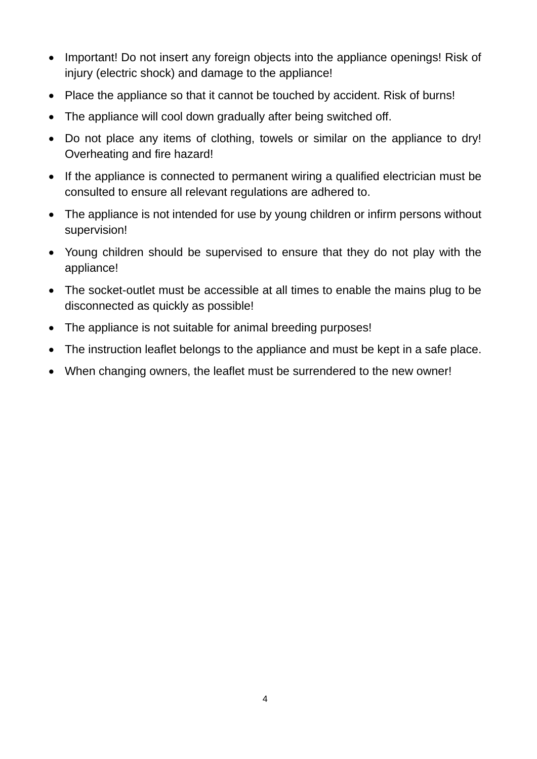- Important! Do not insert any foreign objects into the appliance openings! Risk of injury (electric shock) and damage to the appliance!
- Place the appliance so that it cannot be touched by accident. Risk of burns!
- The appliance will cool down gradually after being switched off.
- Do not place any items of clothing, towels or similar on the appliance to dry! Overheating and fire hazard!
- If the appliance is connected to permanent wiring a qualified electrician must be consulted to ensure all relevant regulations are adhered to.
- The appliance is not intended for use by young children or infirm persons without supervision!
- Young children should be supervised to ensure that they do not play with the appliance!
- The socket-outlet must be accessible at all times to enable the mains plug to be disconnected as quickly as possible!
- The appliance is not suitable for animal breeding purposes!
- The instruction leaflet belongs to the appliance and must be kept in a safe place.
- When changing owners, the leaflet must be surrendered to the new owner!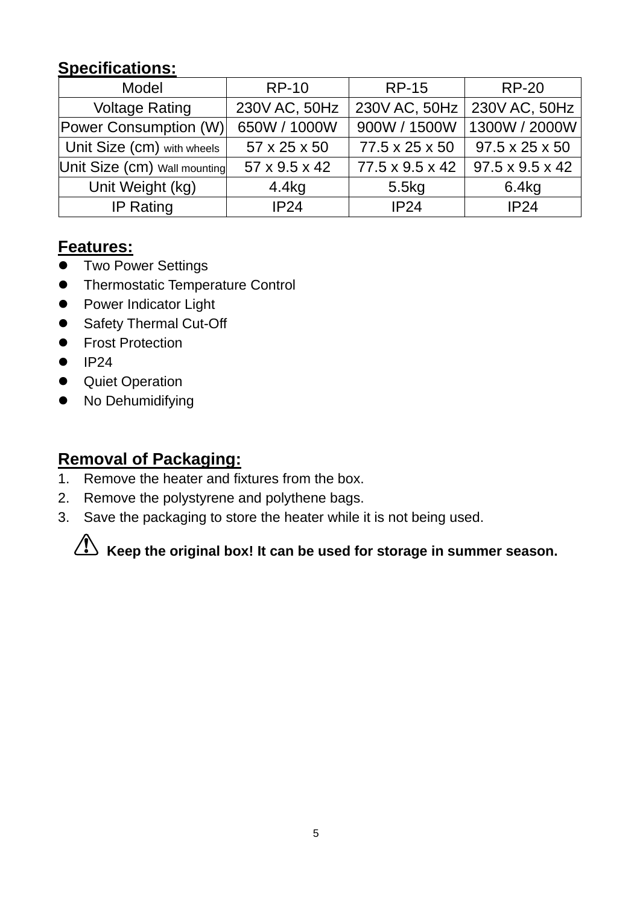## Specifications:

| Model | RP-10 | RP-15 | RP-20 |
|---|---|---|---|
| Voltage Rating | 230V AC, 50Hz | 230V AC, 50Hz | 230V AC, 50Hz |
| Power Consumption (W) | 650W / 1000W | 900W / 1500W | 1300W / 2000W |
| Unit Size (cm) with wheels | 57 x 25 x 50 | 77.5 x 25 x 50 | 97.5 x 25 x 50 |
| Unit Size (cm) Wall mounting | 57 x 9.5 x 42 | 77.5 x 9.5 x 42 | 97.5 x 9.5 x 42 |
| Unit Weight (kg) | 4.4kg | 5.5kg | 6.4kg |
| IP Rating | IP24 | IP24 | IP24 |

## Features:

- Two Power Settings
- Thermostatic Temperature Control
- Power Indicator Light
- Safety Thermal Cut-Off
- Frost Protection
- IP24
- Quiet Operation
- No Dehumidifying

## Removal of Packaging:

1. Remove the heater and fixtures from the box.
2. Remove the polystyrene and polythene bags.
3. Save the packaging to store the heater while it is not being used.

⚠ **Keep the original box! It can be used for storage in summer season.**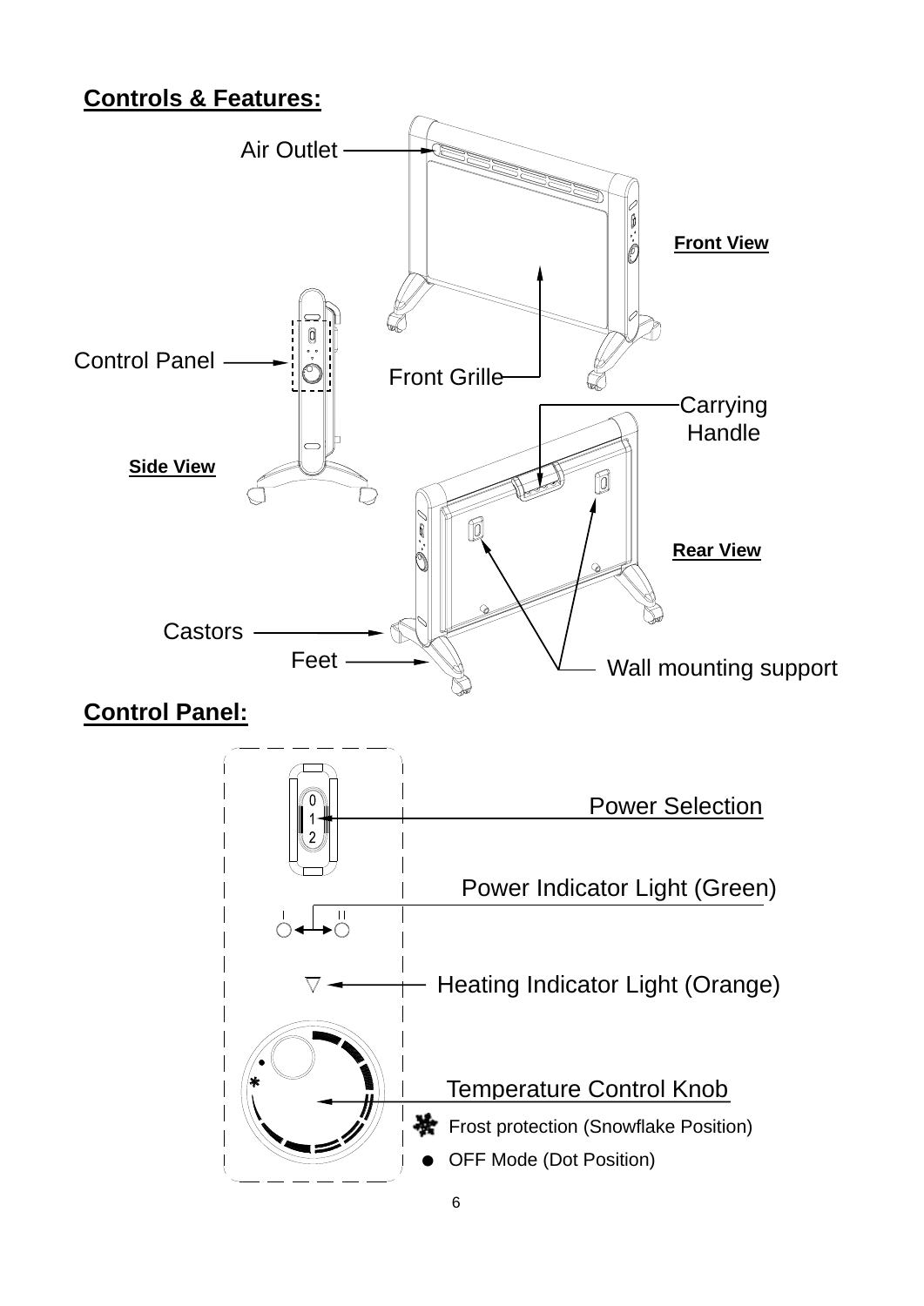## Controls & Features:

Air Outlet

Front View

Control Panel

Front Grille

Carrying Handle

Side View

Rear View

Castors

Feet

Wall mounting support

## Control Panel:

0
1
2

Power Selection

Power Indicator Light (Green)

I II

Heating Indicator Light (Orange)

Temperature Control Knob

Frost protection (Snowflake Position)

OFF Mode (Dot Position)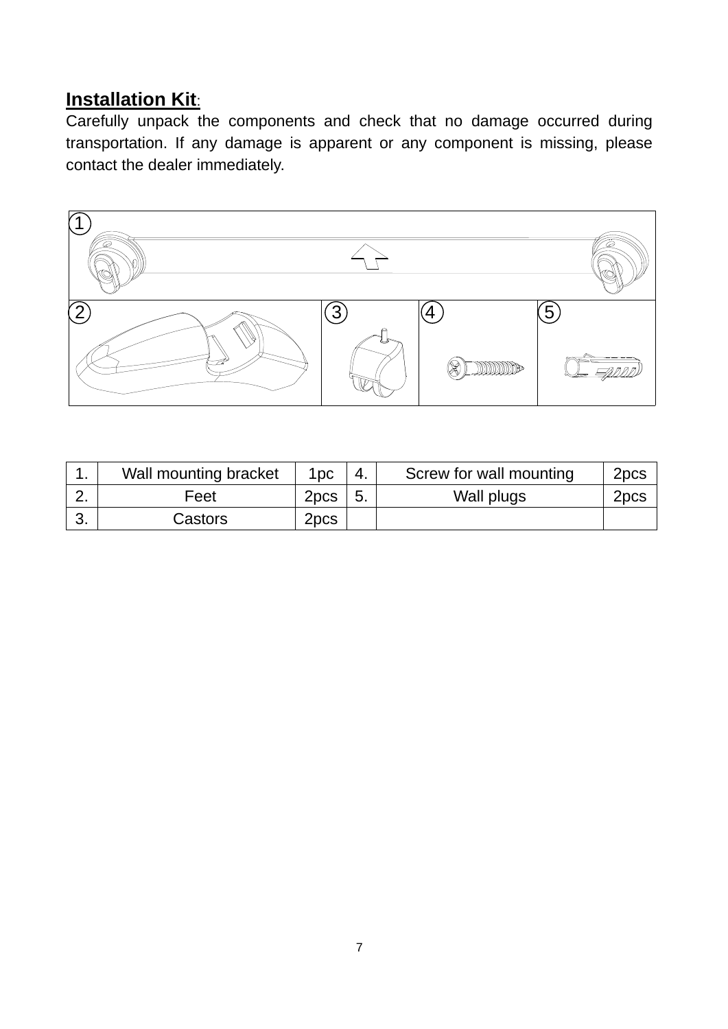## **Installation Kit**:

Carefully unpack the components and check that no damage occurred during transportation. If any damage is apparent or any component is missing, please contact the dealer immediately.

| 1. | Wall mounting bracket | 1pc | 4. | Screw for wall mounting | 2pcs |
|---|---|---|---|---|---|
| 2. | Feet | 2pcs | 5. | Wall plugs | 2pcs |
| 3. | Castors | 2pcs | | | |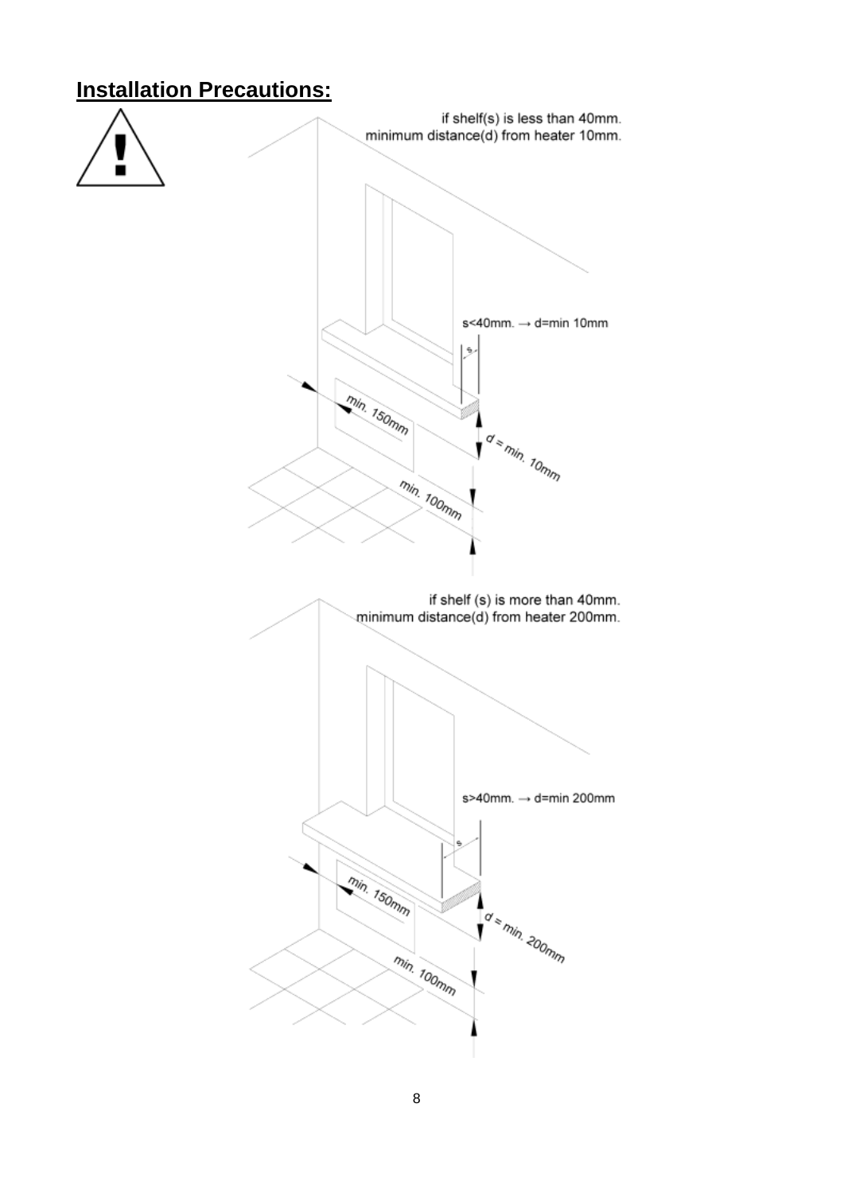## Installation Precautions:

if shelf(s) is less than 40mm.
minimum distance(d) from heater 10mm.

s<40mm. → d=min 10mm

s

min. 150mm

d = min. 10mm

min. 100mm

if shelf (s) is more than 40mm.
minimum distance(d) from heater 200mm.

s>40mm. → d=min 200mm

s

min. 150mm

d = min. 200mm

min. 100mm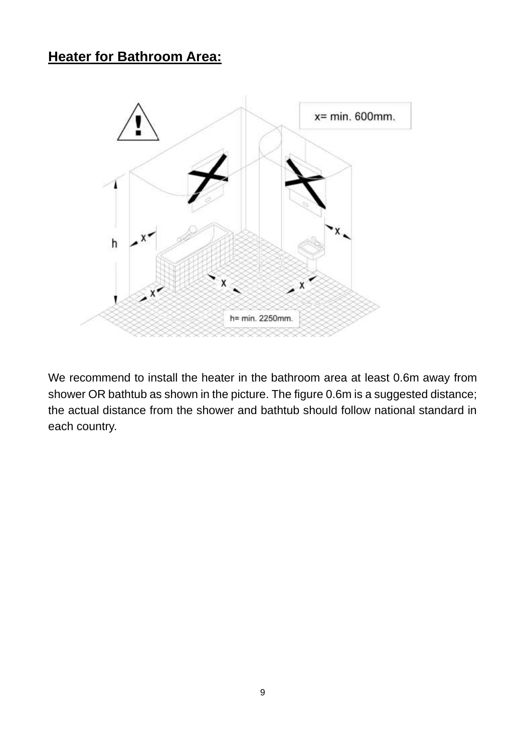## Heater for Bathroom Area:

x= min. 600mm.

h= min. 2250mm.

We recommend to install the heater in the bathroom area at least 0.6m away from shower OR bathtub as shown in the picture. The figure 0.6m is a suggested distance; the actual distance from the shower and bathtub should follow national standard in each country.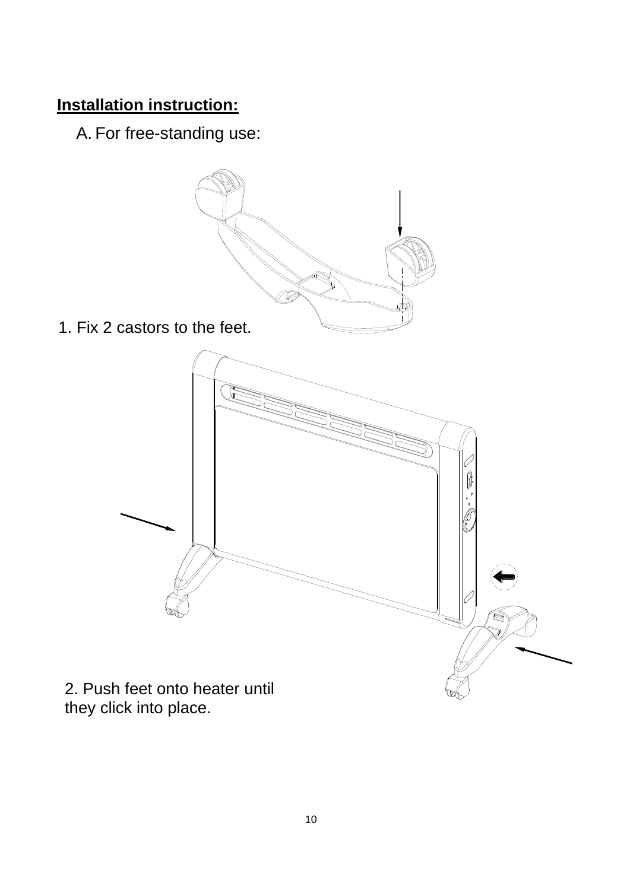**Installation instruction:**

A. For free-standing use:

1. Fix 2 castors to the feet.

2. Push feet onto heater until they click into place.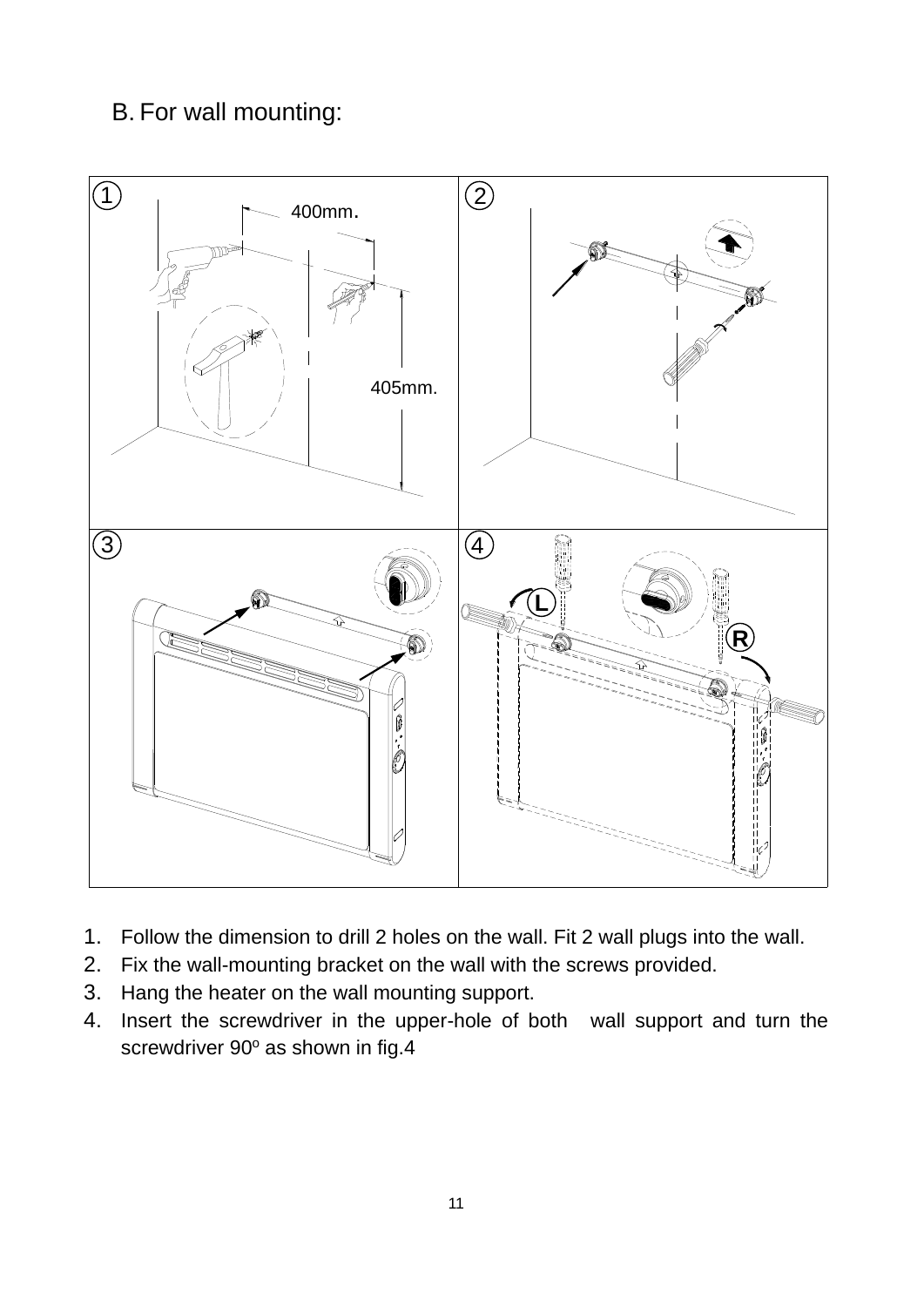## B. For wall mounting:

1. Follow the dimension to drill 2 holes on the wall. Fit 2 wall plugs into the wall.
2. Fix the wall-mounting bracket on the wall with the screws provided.
3. Hang the heater on the wall mounting support.
4. Insert the screwdriver in the upper-hole of both wall support and turn the screwdriver 90º as shown in fig.4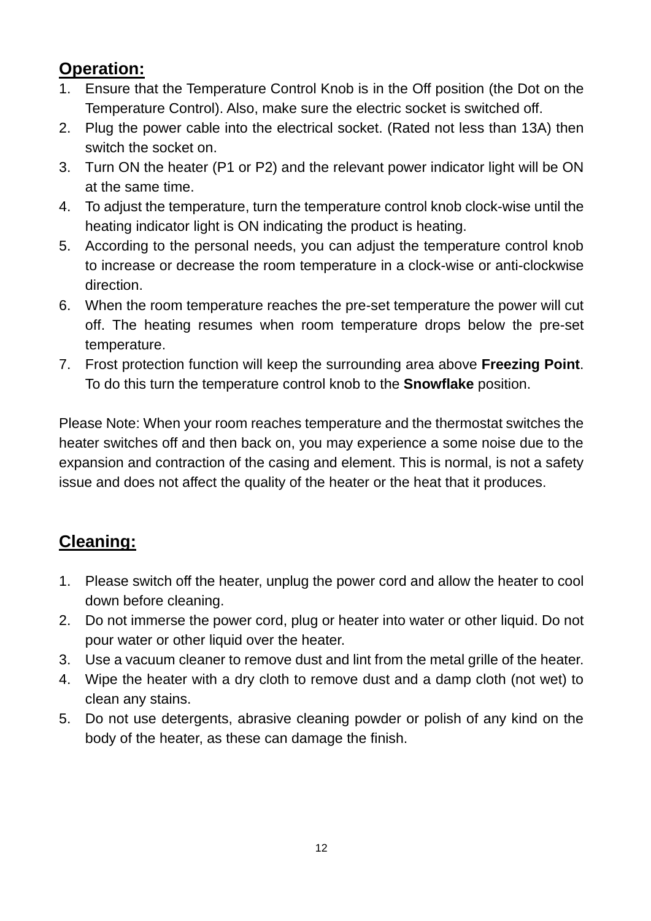## Operation:

1. Ensure that the Temperature Control Knob is in the Off position (the Dot on the Temperature Control). Also, make sure the electric socket is switched off.
2. Plug the power cable into the electrical socket. (Rated not less than 13A) then switch the socket on.
3. Turn ON the heater (P1 or P2) and the relevant power indicator light will be ON at the same time.
4. To adjust the temperature, turn the temperature control knob clock-wise until the heating indicator light is ON indicating the product is heating.
5. According to the personal needs, you can adjust the temperature control knob to increase or decrease the room temperature in a clock-wise or anti-clockwise direction.
6. When the room temperature reaches the pre-set temperature the power will cut off. The heating resumes when room temperature drops below the pre-set temperature.
7. Frost protection function will keep the surrounding area above **Freezing Point**. To do this turn the temperature control knob to the **Snowflake** position.

Please Note: When your room reaches temperature and the thermostat switches the heater switches off and then back on, you may experience a some noise due to the expansion and contraction of the casing and element. This is normal, is not a safety issue and does not affect the quality of the heater or the heat that it produces.

## Cleaning:

1. Please switch off the heater, unplug the power cord and allow the heater to cool down before cleaning.
2. Do not immerse the power cord, plug or heater into water or other liquid. Do not pour water or other liquid over the heater.
3. Use a vacuum cleaner to remove dust and lint from the metal grille of the heater.
4. Wipe the heater with a dry cloth to remove dust and a damp cloth (not wet) to clean any stains.
5. Do not use detergents, abrasive cleaning powder or polish of any kind on the body of the heater, as these can damage the finish.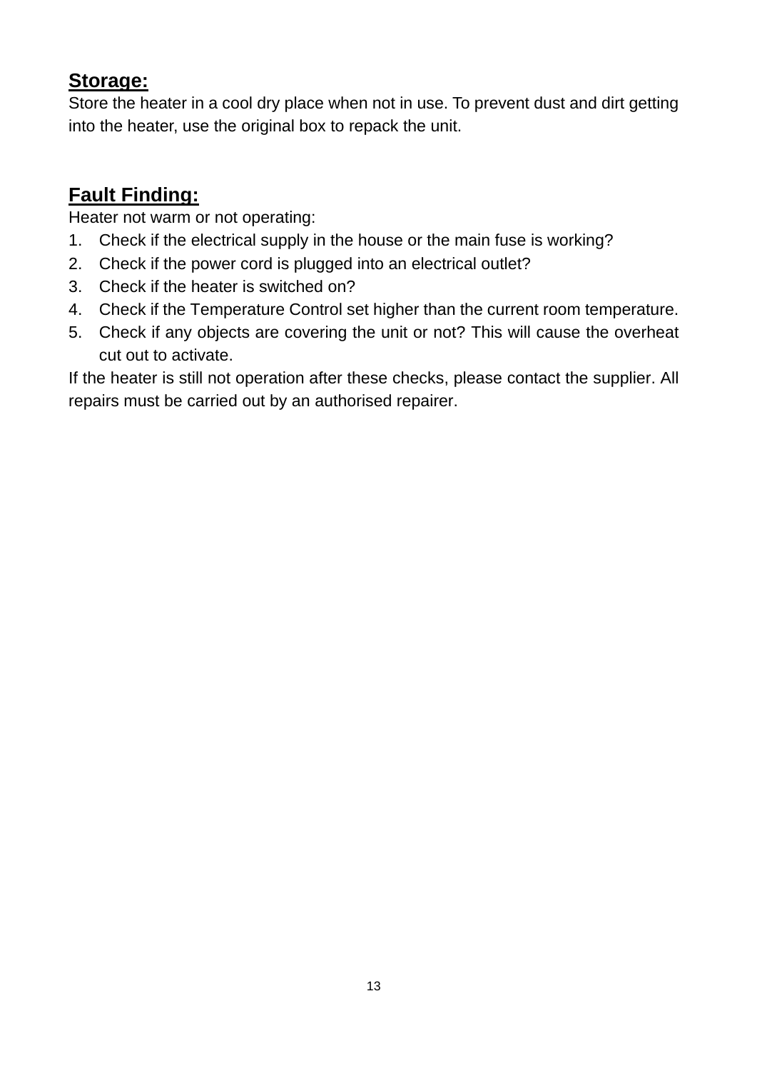## Storage:

Store the heater in a cool dry place when not in use. To prevent dust and dirt getting into the heater, use the original box to repack the unit.

## Fault Finding:

Heater not warm or not operating:

1. Check if the electrical supply in the house or the main fuse is working?
2. Check if the power cord is plugged into an electrical outlet?
3. Check if the heater is switched on?
4. Check if the Temperature Control set higher than the current room temperature.
5. Check if any objects are covering the unit or not? This will cause the overheat cut out to activate.

If the heater is still not operation after these checks, please contact the supplier. All repairs must be carried out by an authorised repairer.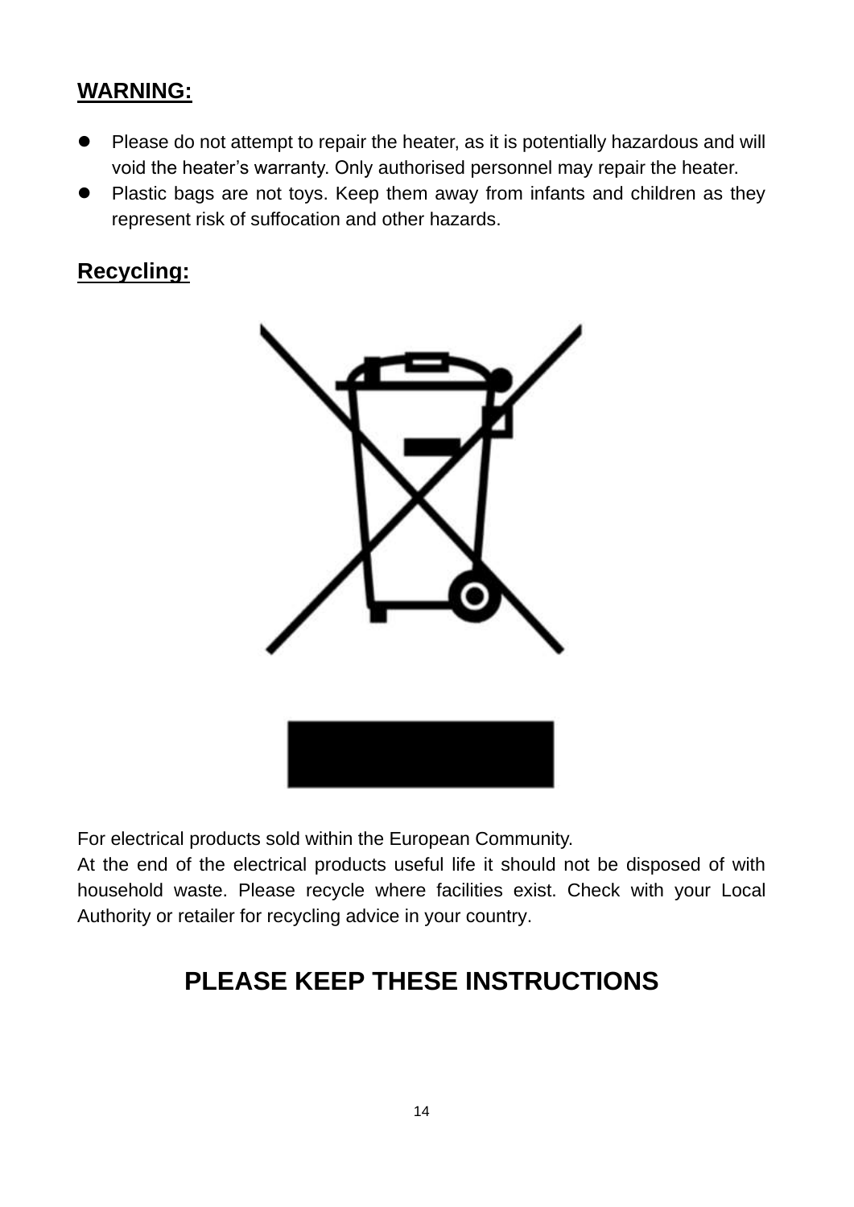**WARNING:**

- Please do not attempt to repair the heater, as it is potentially hazardous and will void the heater's warranty. Only authorised personnel may repair the heater.
- Plastic bags are not toys. Keep them away from infants and children as they represent risk of suffocation and other hazards.

**Recycling:**

For electrical products sold within the European Community.
At the end of the electrical products useful life it should not be disposed of with household waste. Please recycle where facilities exist. Check with your Local Authority or retailer for recycling advice in your country.

## PLEASE KEEP THESE INSTRUCTIONS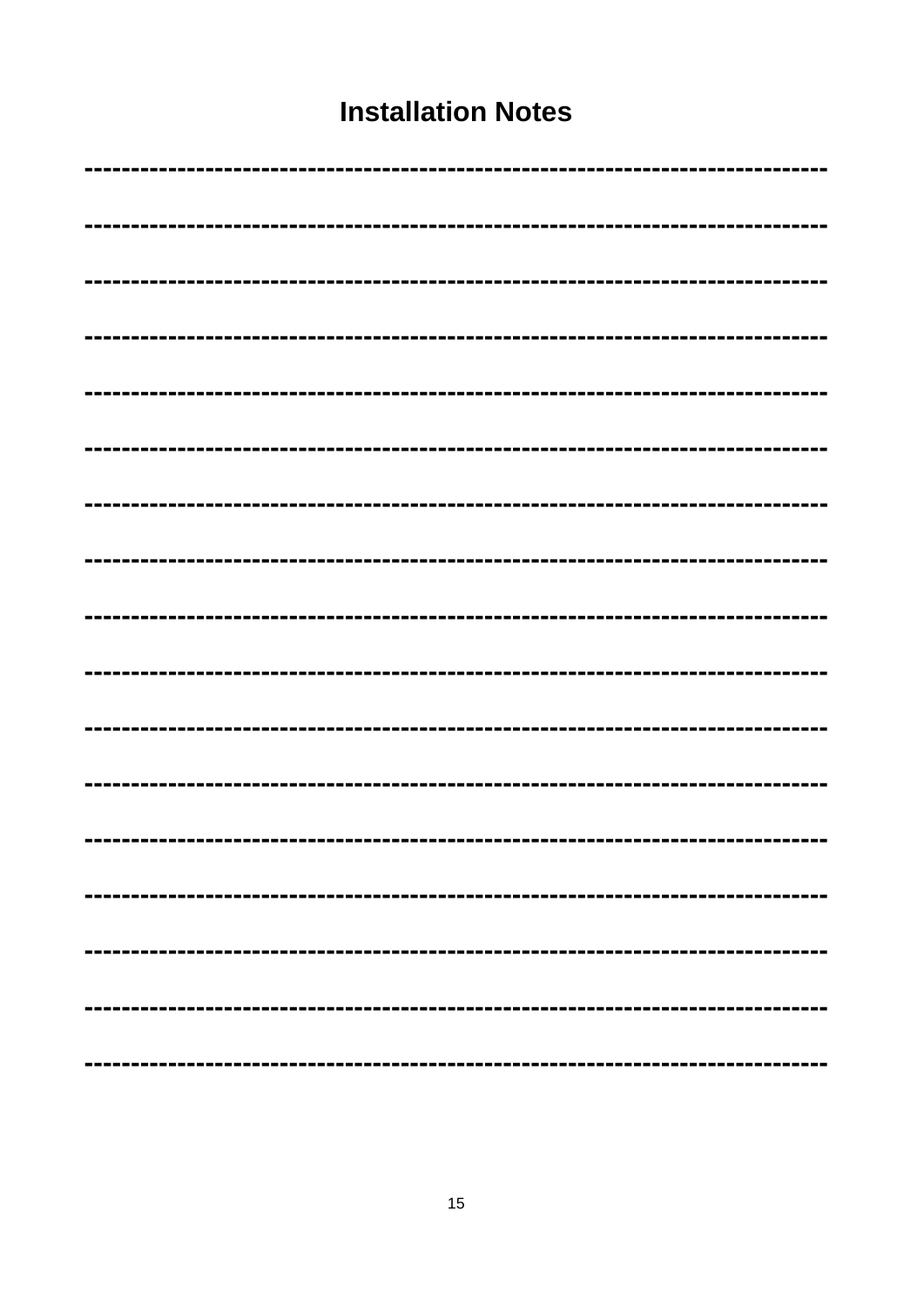# Installation Notes

--------------------------------------------------------------------------------

--------------------------------------------------------------------------------

--------------------------------------------------------------------------------

--------------------------------------------------------------------------------

--------------------------------------------------------------------------------

--------------------------------------------------------------------------------

--------------------------------------------------------------------------------

--------------------------------------------------------------------------------

--------------------------------------------------------------------------------

--------------------------------------------------------------------------------

--------------------------------------------------------------------------------

--------------------------------------------------------------------------------

--------------------------------------------------------------------------------

--------------------------------------------------------------------------------

--------------------------------------------------------------------------------

--------------------------------------------------------------------------------

--------------------------------------------------------------------------------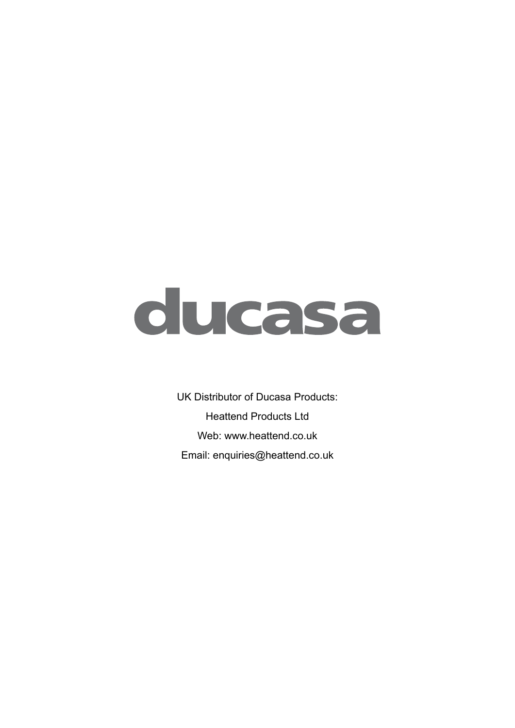ducasa

UK Distributor of Ducasa Products:

Heattend Products Ltd

Web: www.heattend.co.uk

Email: enquiries@heattend.co.uk